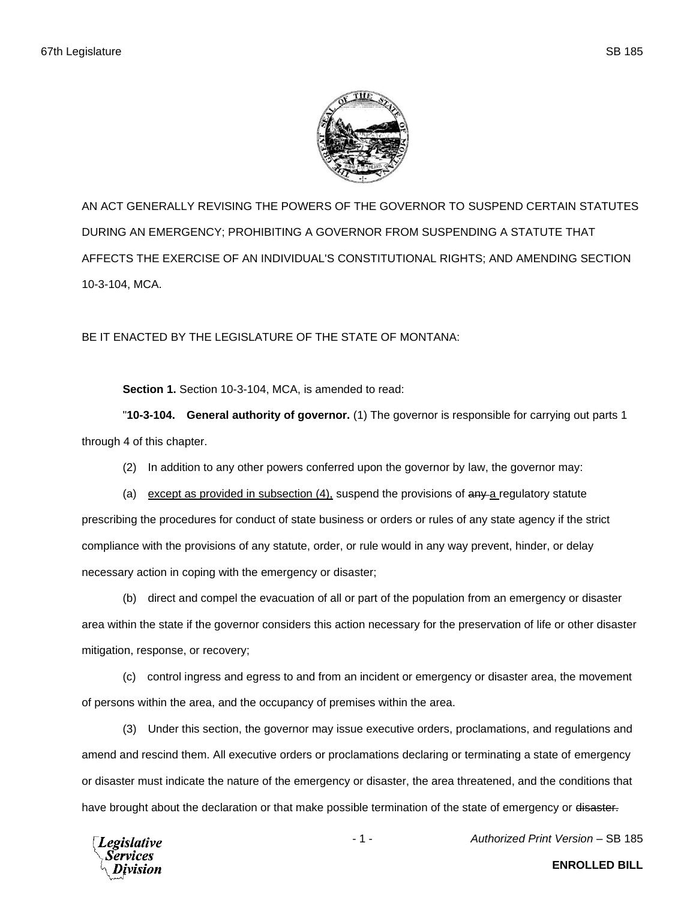AN ACT GENERALLY REVISING THE POWERS OF THE GOVERNOR TO SUSPEND CERTAIN STATUTES DURING AN EMERGENCY; PROHIBITING A GOVERNOR FROM SUSPENDING A STATUTE THAT AFFECTS THE EXERCISE OF AN INDIVIDUAL'S CONSTITUTIONAL RIGHTS; AND AMENDING SECTION 10-3-104, MCA.

BE IT ENACTED BY THE LEGISLATURE OF THE STATE OF MONTANA:

**Section 1.** Section 10-3-104, MCA, is amended to read:

"**10-3-104. General authority of governor.** (1) The governor is responsible for carrying out parts 1 through 4 of this chapter.

(2) In addition to any other powers conferred upon the governor by law, the governor may:

(a) <u>except as provided in subsection (4),</u> suspend the provisions of ~~any~~ <u>a</u> regulatory statute prescribing the procedures for conduct of state business or orders or rules of any state agency if the strict compliance with the provisions of any statute, order, or rule would in any way prevent, hinder, or delay necessary action in coping with the emergency or disaster;

(b) direct and compel the evacuation of all or part of the population from an emergency or disaster area within the state if the governor considers this action necessary for the preservation of life or other disaster mitigation, response, or recovery;

(c) control ingress and egress to and from an incident or emergency or disaster area, the movement of persons within the area, and the occupancy of premises within the area.

(3) Under this section, the governor may issue executive orders, proclamations, and regulations and amend and rescind them. All executive orders or proclamations declaring or terminating a state of emergency or disaster must indicate the nature of the emergency or disaster, the area threatened, and the conditions that have brought about the declaration or that make possible termination of the state of emergency or ~~disaster.~~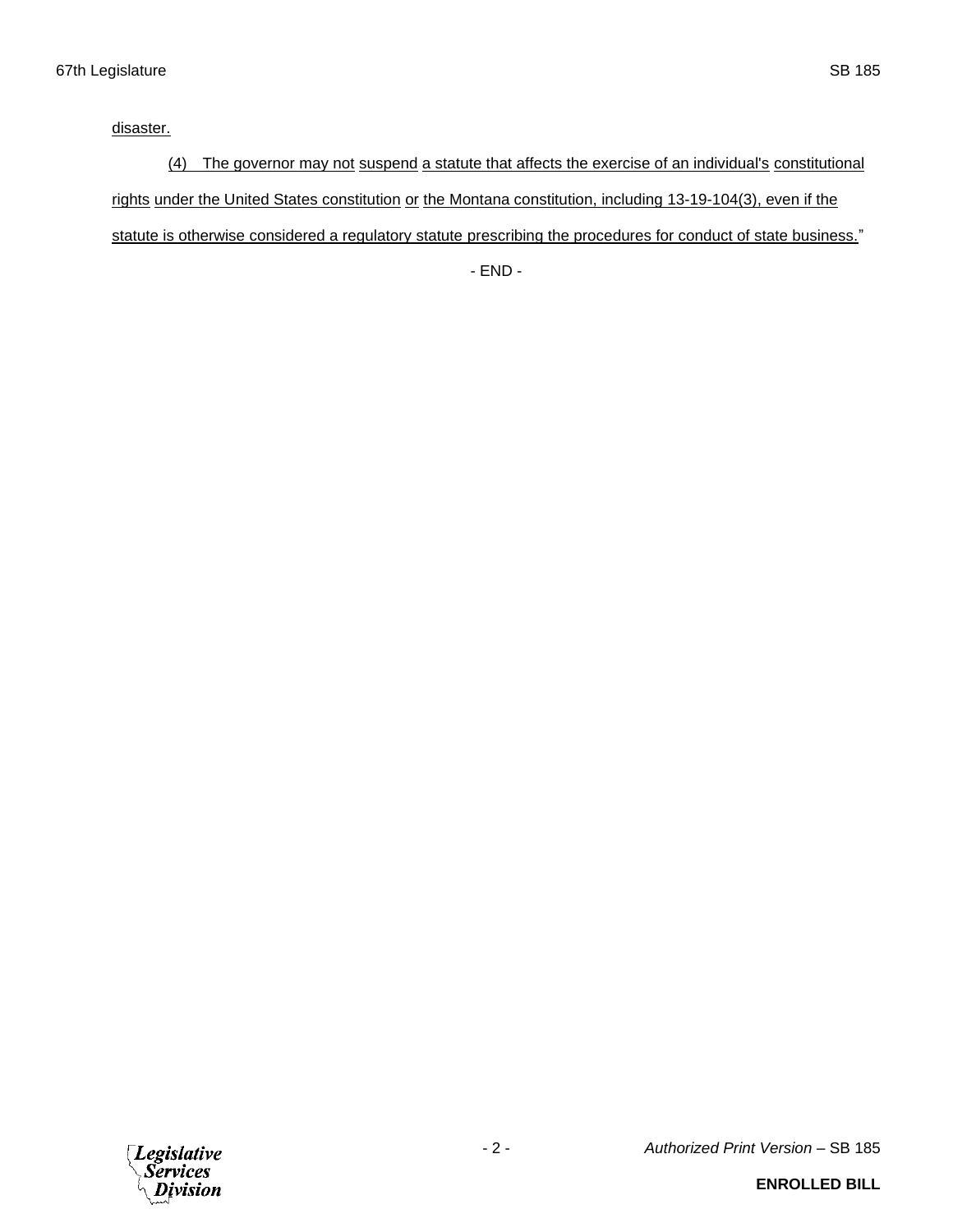disaster.

(4) The governor may not suspend a statute that affects the exercise of an individual's constitutional rights under the United States constitution or the Montana constitution, including 13-19-104(3), even if the statute is otherwise considered a regulatory statute prescribing the procedures for conduct of state business."

- END -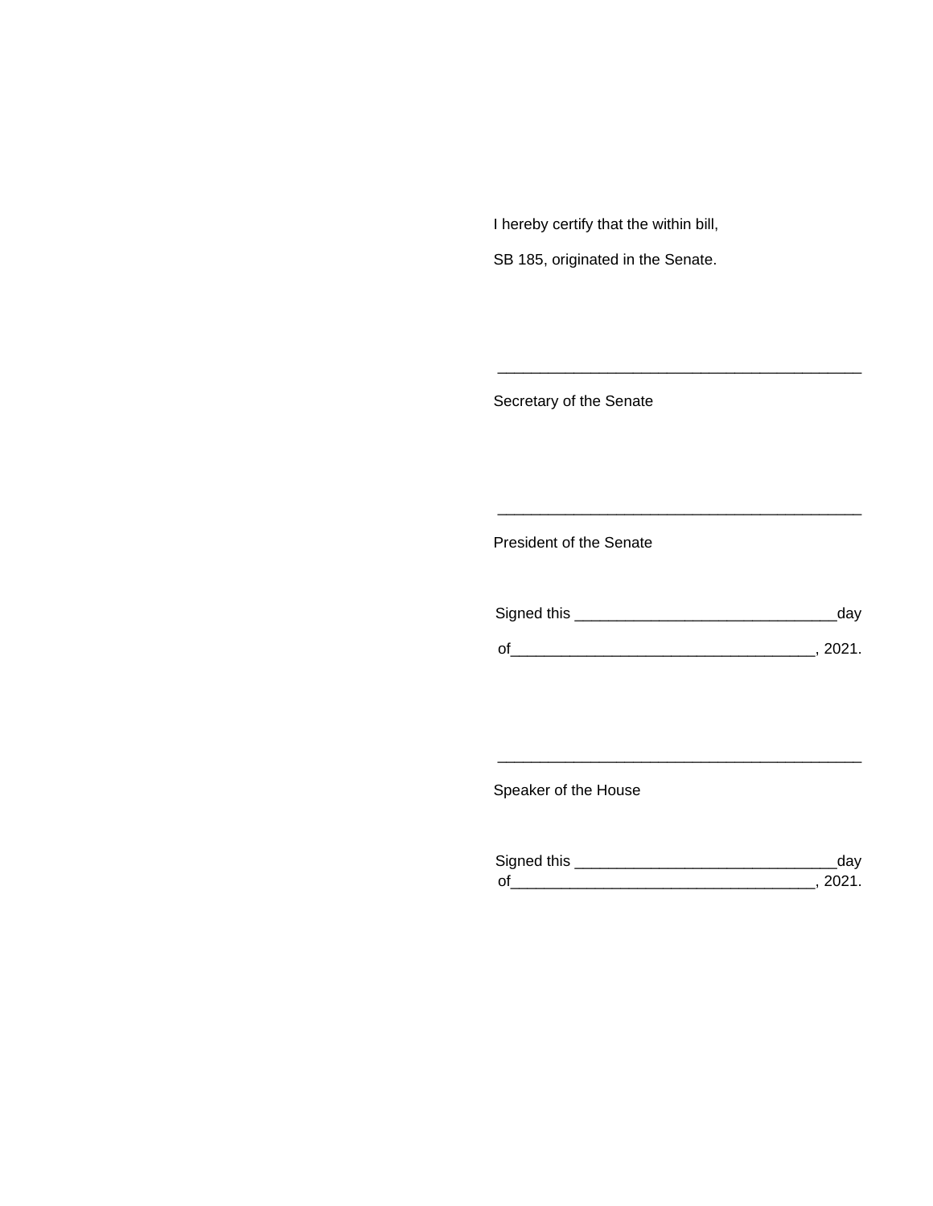I hereby certify that the within bill,

SB 185, originated in the Senate.

\_\_\_\_\_\_\_\_\_\_\_\_\_\_\_\_\_\_\_\_\_\_\_\_\_\_\_\_\_\_\_\_\_\_\_\_\_\_\_\_\_\_\_\_

Secretary of the Senate

\_\_\_\_\_\_\_\_\_\_\_\_\_\_\_\_\_\_\_\_\_\_\_\_\_\_\_\_\_\_\_\_\_\_\_\_\_\_\_\_\_\_\_\_

President of the Senate

Signed this \_\_\_\_\_\_\_\_\_\_\_\_\_\_\_\_\_\_\_\_\_\_\_\_\_\_\_\_\_\_\_day

of\_\_\_\_\_\_\_\_\_\_\_\_\_\_\_\_\_\_\_\_\_\_\_\_\_\_\_\_\_\_\_\_\_\_\_\_, 2021.

\_\_\_\_\_\_\_\_\_\_\_\_\_\_\_\_\_\_\_\_\_\_\_\_\_\_\_\_\_\_\_\_\_\_\_\_\_\_\_\_\_\_\_\_

Speaker of the House

Signed this \_\_\_\_\_\_\_\_\_\_\_\_\_\_\_\_\_\_\_\_\_\_\_\_\_\_\_\_\_\_\_day

of\_\_\_\_\_\_\_\_\_\_\_\_\_\_\_\_\_\_\_\_\_\_\_\_\_\_\_\_\_\_\_\_\_\_\_\_, 2021.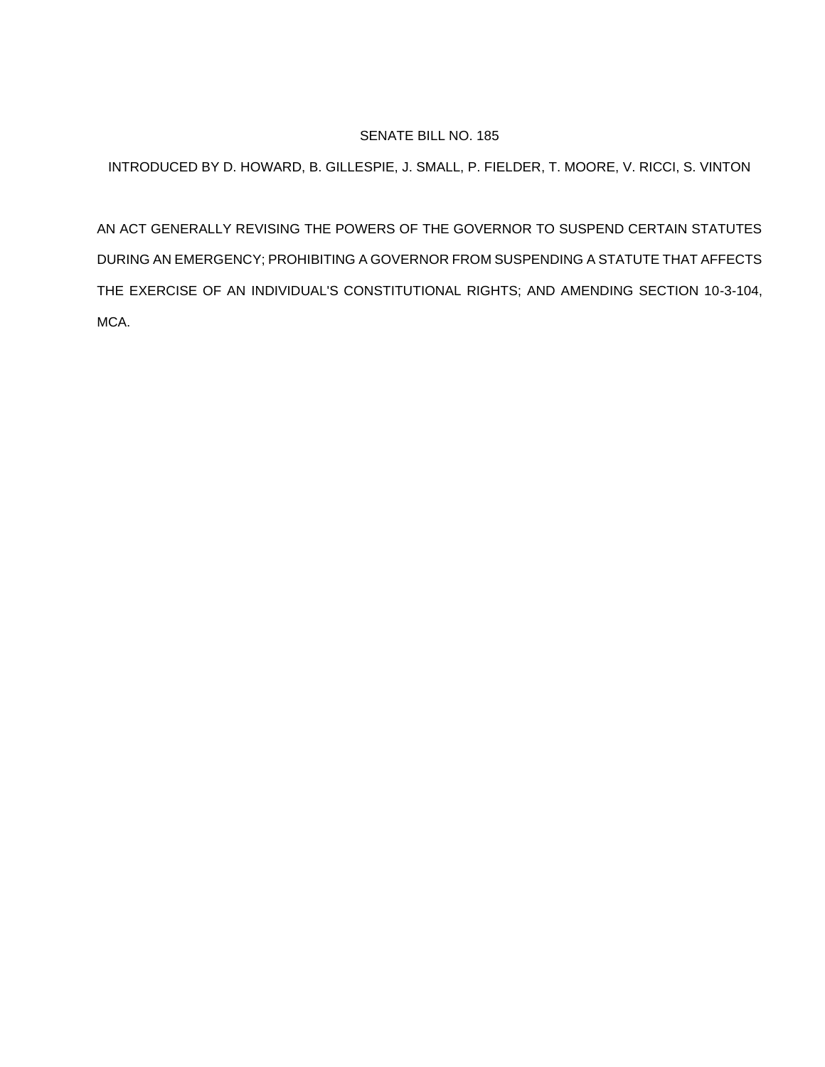SENATE BILL NO. 185

INTRODUCED BY D. HOWARD, B. GILLESPIE, J. SMALL, P. FIELDER, T. MOORE, V. RICCI, S. VINTON

AN ACT GENERALLY REVISING THE POWERS OF THE GOVERNOR TO SUSPEND CERTAIN STATUTES DURING AN EMERGENCY; PROHIBITING A GOVERNOR FROM SUSPENDING A STATUTE THAT AFFECTS THE EXERCISE OF AN INDIVIDUAL'S CONSTITUTIONAL RIGHTS; AND AMENDING SECTION 10-3-104, MCA.